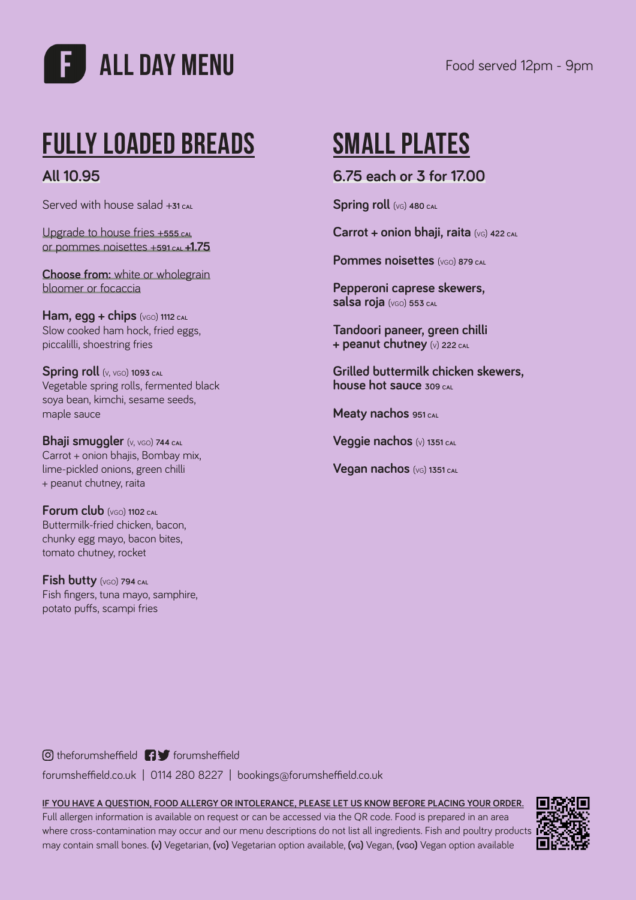# ALL DAY MENU

Food served 12pm - 9pm

## FULLY LOADED BREADS

**All 10.95**

Served with house salad +31 CAL

Upgrade to house fries +555 CAL
or pommes noisettes +591 CAL **+1.75**

**Choose from:** white or wholegrain bloomer or focaccia

**Ham, egg + chips** (VGO) **1112 CAL**
Slow cooked ham hock, fried eggs, piccalilli, shoestring fries

**Spring roll** (V, VGO) **1093 CAL**
Vegetable spring rolls, fermented black soya bean, kimchi, sesame seeds, maple sauce

**Bhaji smuggler** (V, VGO) **744 CAL**
Carrot + onion bhajis, Bombay mix, lime-pickled onions, green chilli + peanut chutney, raita

**Forum club** (VGO) **1102 CAL**
Buttermilk-fried chicken, bacon, chunky egg mayo, bacon bites, tomato chutney, rocket

**Fish butty** (VGO) **794 CAL**
Fish fingers, tuna mayo, samphire, potato puffs, scampi fries

## SMALL PLATES

**6.75 each or 3 for 17.00**

**Spring roll** (VG) **480 CAL**

**Carrot + onion bhaji, raita** (VG) **422 CAL**

**Pommes noisettes** (VGO) **879 CAL**

**Pepperoni caprese skewers, salsa roja** (VGO) **553 CAL**

**Tandoori paneer, green chilli + peanut chutney** (V) **222 CAL**

**Grilled buttermilk chicken skewers, house hot sauce** **309 CAL**

**Meaty nachos** **951 CAL**

**Veggie nachos** (V) **1351 CAL**

**Vegan nachos** (VG) **1351 CAL**

theforumsheffield | forumsheffield

forumsheffield.co.uk | 0114 280 8227 | bookings@forumsheffield.co.uk

**IF YOU HAVE A QUESTION, FOOD ALLERGY OR INTOLERANCE, PLEASE LET US KNOW BEFORE PLACING YOUR ORDER.**
Full allergen information is available on request or can be accessed via the QR code. Food is prepared in an area where cross-contamination may occur and our menu descriptions do not list all ingredients. Fish and poultry products may contain small bones. **(V)** Vegetarian, **(VO)** Vegetarian option available, **(VG)** Vegan, **(VGO)** Vegan option available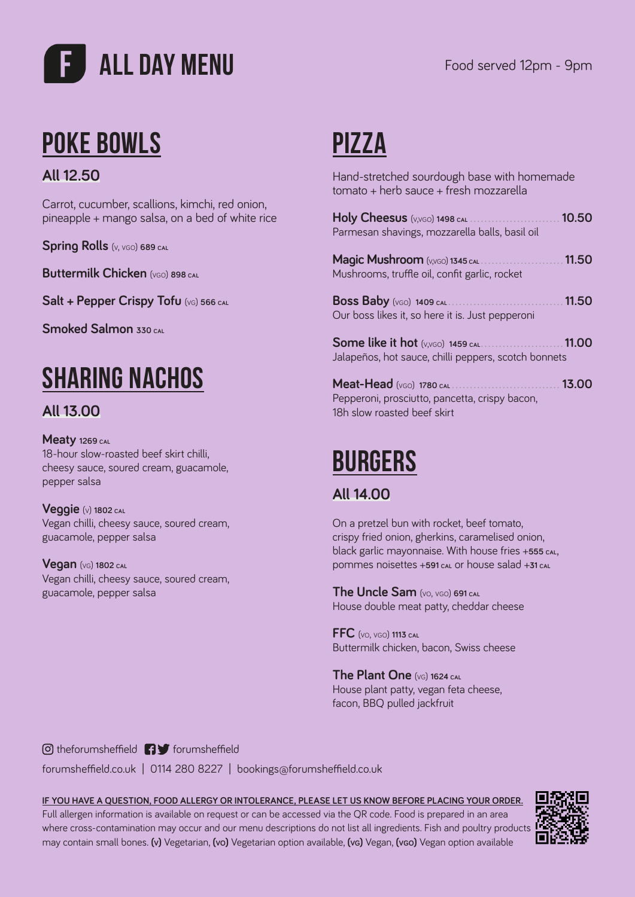# ALL DAY MENU

Food served 12pm - 9pm

## POKE BOWLS

**All 12.50**

Carrot, cucumber, scallions, kimchi, red onion, pineapple + mango salsa, on a bed of white rice

**Spring Rolls** (V, VGO) **689 CAL**

**Buttermilk Chicken** (VGO) **898 CAL**

**Salt + Pepper Crispy Tofu** (VG) **566 CAL**

**Smoked Salmon** **330 CAL**

## SHARING NACHOS

**All 13.00**

**Meaty** **1269 CAL**
18-hour slow-roasted beef skirt chilli, cheesy sauce, soured cream, guacamole, pepper salsa

**Veggie** (V) **1802 CAL**
Vegan chilli, cheesy sauce, soured cream, guacamole, pepper salsa

**Vegan** (VG) **1802 CAL**
Vegan chilli, cheesy sauce, soured cream, guacamole, pepper salsa

## PIZZA

Hand-stretched sourdough base with homemade tomato + herb sauce + fresh mozzarella

**Holy Cheesus** (V,VGO) **1498 CAL** ........ **10.50**
Parmesan shavings, mozzarella balls, basil oil

**Magic Mushroom** (V,VGO) **1345 CAL** ........ **11.50**
Mushrooms, truffle oil, confit garlic, rocket

**Boss Baby** (VGO) **1409 CAL** ........ **11.50**
Our boss likes it, so here it is. Just pepperoni

**Some like it hot** (V,VGO) **1459 CAL** ........ **11.00**
Jalapeños, hot sauce, chilli peppers, scotch bonnets

**Meat-Head** (VGO) **1780 CAL** ........ **13.00**
Pepperoni, prosciutto, pancetta, crispy bacon, 18h slow roasted beef skirt

## BURGERS

**All 14.00**

On a pretzel bun with rocket, beef tomato, crispy fried onion, gherkins, caramelised onion, black garlic mayonnaise. With house fries **+555 CAL**, pommes noisettes **+591 CAL** or house salad **+31 CAL**

**The Uncle Sam** (VO, VGO) **691 CAL**
House double meat patty, cheddar cheese

**FFC** (VO, VGO) **1113 CAL**
Buttermilk chicken, bacon, Swiss cheese

**The Plant One** (VG) **1624 CAL**
House plant patty, vegan feta cheese, facon, BBQ pulled jackfruit

theforumsheffield | forumsheffield

forumsheffield.co.uk | 0114 280 8227 | bookings@forumsheffield.co.uk

**IF YOU HAVE A QUESTION, FOOD ALLERGY OR INTOLERANCE, PLEASE LET US KNOW BEFORE PLACING YOUR ORDER.**
Full allergen information is available on request or can be accessed via the QR code. Food is prepared in an area where cross-contamination may occur and our menu descriptions do not list all ingredients. Fish and poultry products may contain small bones. **(V)** Vegetarian, **(VO)** Vegetarian option available, **(VG)** Vegan, **(VGO)** Vegan option available